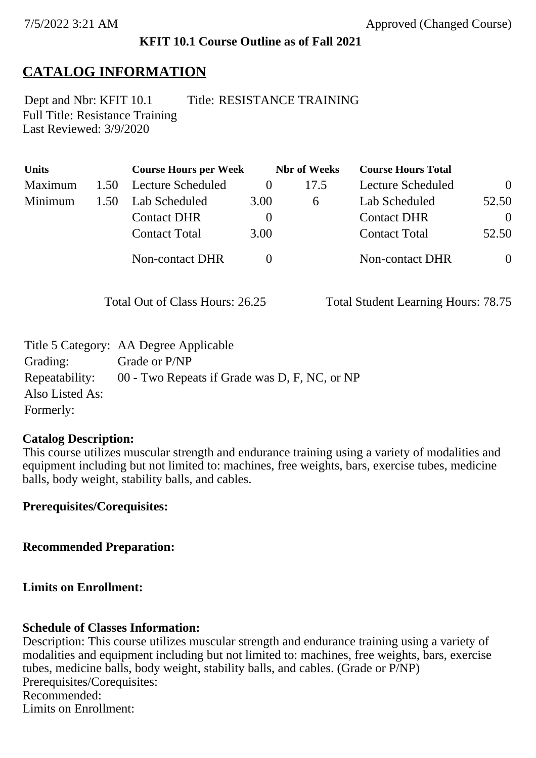7/5/2022 3:21 AM Approved (Changed Course)

**KFIT 10.1 Course Outline as of Fall 2021**

# CATALOG INFORMATION

Dept and Nbr: KFIT 10.1 Title: RESISTANCE TRAINING
Full Title: Resistance Training
Last Reviewed: 3/9/2020

| Units | | Course Hours per Week | | Nbr of Weeks | Course Hours Total | |
|---|---|---|---|---|---|---|
| Maximum | 1.50 | Lecture Scheduled | 0 | 17.5 | Lecture Scheduled | 0 |
| Minimum | 1.50 | Lab Scheduled | 3.00 | 6 | Lab Scheduled | 52.50 |
| | | Contact DHR | 0 | | Contact DHR | 0 |
| | | Contact Total | 3.00 | | Contact Total | 52.50 |
| | | Non-contact DHR | 0 | | Non-contact DHR | 0 |

Total Out of Class Hours: 26.25 Total Student Learning Hours: 78.75

| | |
|---|---|
| Title 5 Category: | AA Degree Applicable |
| Grading: | Grade or P/NP |
| Repeatability: | 00 - Two Repeats if Grade was D, F, NC, or NP |
| Also Listed As: | |
| Formerly: | |

**Catalog Description:**
This course utilizes muscular strength and endurance training using a variety of modalities and equipment including but not limited to: machines, free weights, bars, exercise tubes, medicine balls, body weight, stability balls, and cables.

**Prerequisites/Corequisites:**

**Recommended Preparation:**

**Limits on Enrollment:**

**Schedule of Classes Information:**
Description: This course utilizes muscular strength and endurance training using a variety of modalities and equipment including but not limited to: machines, free weights, bars, exercise tubes, medicine balls, body weight, stability balls, and cables. (Grade or P/NP)
Prerequisites/Corequisites:
Recommended:
Limits on Enrollment: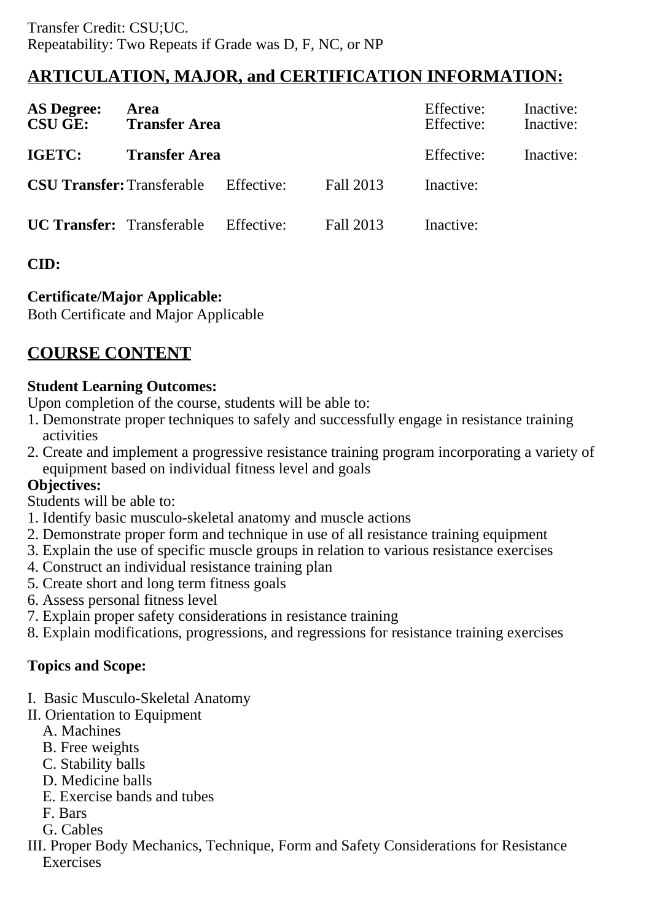Transfer Credit: CSU;UC.
Repeatability: Two Repeats if Grade was D, F, NC, or NP

## ARTICULATION, MAJOR, and CERTIFICATION INFORMATION:

| | | | | | |
|---|---|---|---|---|---|
| **AS Degree:** | **Area** | | | Effective: | Inactive: |
| **CSU GE:** | **Transfer Area** | | | Effective: | Inactive: |
| **IGETC:** | **Transfer Area** | | | Effective: | Inactive: |
| **CSU Transfer:** | Transferable | Effective: | Fall 2013 | Inactive: | |
| **UC Transfer:** | Transferable | Effective: | Fall 2013 | Inactive: | |

**CID:**

**Certificate/Major Applicable:**
Both Certificate and Major Applicable

## COURSE CONTENT

**Student Learning Outcomes:**
Upon completion of the course, students will be able to:
1. Demonstrate proper techniques to safely and successfully engage in resistance training activities
2. Create and implement a progressive resistance training program incorporating a variety of equipment based on individual fitness level and goals

**Objectives:**
Students will be able to:
1. Identify basic musculo-skeletal anatomy and muscle actions
2. Demonstrate proper form and technique in use of all resistance training equipment
3. Explain the use of specific muscle groups in relation to various resistance exercises
4. Construct an individual resistance training plan
5. Create short and long term fitness goals
6. Assess personal fitness level
7. Explain proper safety considerations in resistance training
8. Explain modifications, progressions, and regressions for resistance training exercises

**Topics and Scope:**

I. Basic Musculo-Skeletal Anatomy
II. Orientation to Equipment
   A. Machines
   B. Free weights
   C. Stability balls
   D. Medicine balls
   E. Exercise bands and tubes
   F. Bars
   G. Cables
III. Proper Body Mechanics, Technique, Form and Safety Considerations for Resistance Exercises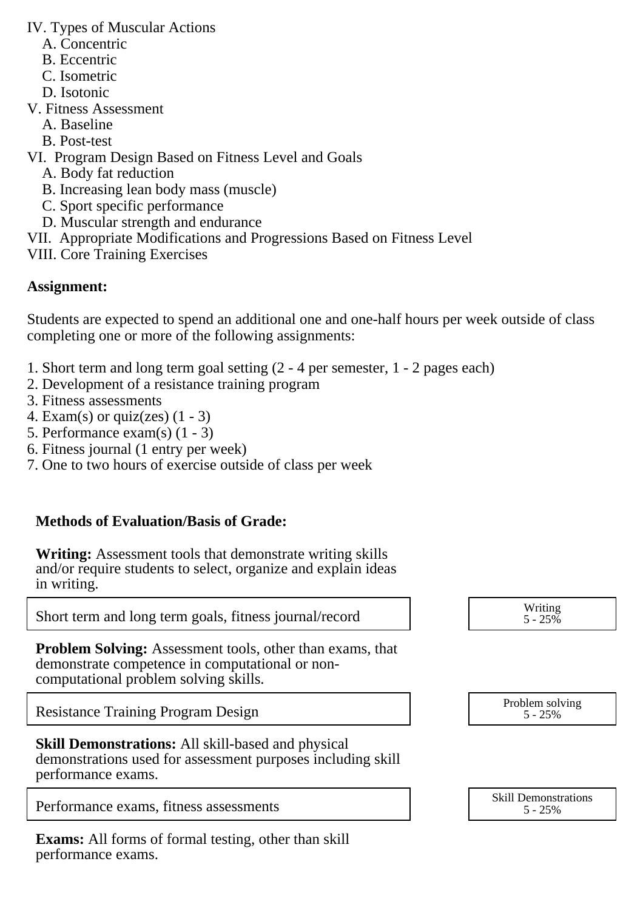IV. Types of Muscular Actions
   A. Concentric
   B. Eccentric
   C. Isometric
   D. Isotonic
V. Fitness Assessment
   A. Baseline
   B. Post-test
VI. Program Design Based on Fitness Level and Goals
   A. Body fat reduction
   B. Increasing lean body mass (muscle)
   C. Sport specific performance
   D. Muscular strength and endurance
VII. Appropriate Modifications and Progressions Based on Fitness Level
VIII. Core Training Exercises

**Assignment:**

Students are expected to spend an additional one and one-half hours per week outside of class completing one or more of the following assignments:

1. Short term and long term goal setting (2 - 4 per semester, 1 - 2 pages each)
2. Development of a resistance training program
3. Fitness assessments
4. Exam(s) or quiz(zes) (1 - 3)
5. Performance exam(s) (1 - 3)
6. Fitness journal (1 entry per week)
7. One to two hours of exercise outside of class per week

**Methods of Evaluation/Basis of Grade:**

**Writing:** Assessment tools that demonstrate writing skills and/or require students to select, organize and explain ideas in writing.

| Short term and long term goals, fitness journal/record | Writing 5 - 25% |
|---|---|

**Problem Solving:** Assessment tools, other than exams, that demonstrate competence in computational or non-computational problem solving skills.

| Resistance Training Program Design | Problem solving 5 - 25% |
|---|---|

**Skill Demonstrations:** All skill-based and physical demonstrations used for assessment purposes including skill performance exams.

| Performance exams, fitness assessments | Skill Demonstrations 5 - 25% |
|---|---|

**Exams:** All forms of formal testing, other than skill performance exams.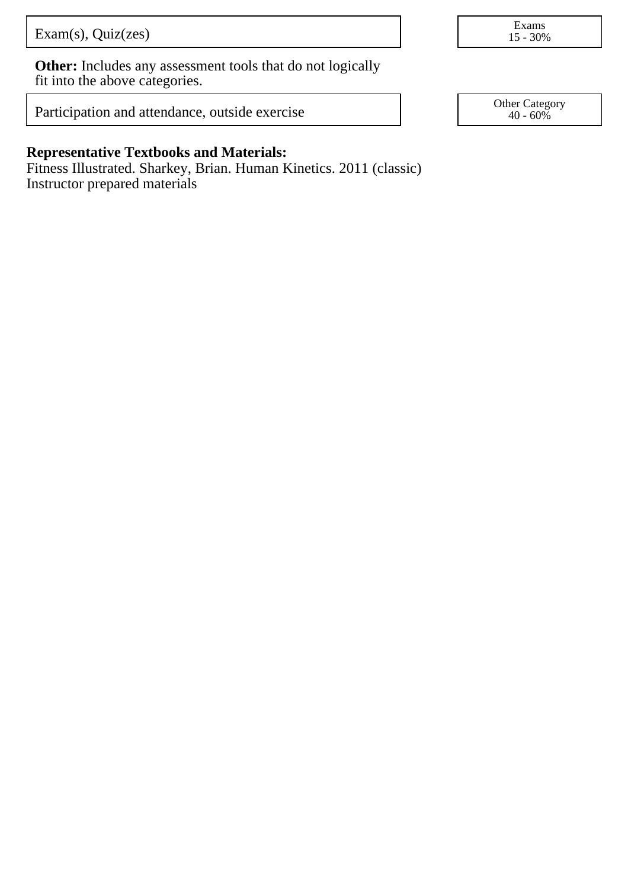| | |
|---|---|
| Exam(s), Quiz(zes) | Exams 15 - 30% |

**Other:** Includes any assessment tools that do not logically fit into the above categories.

| | |
|---|---|
| Participation and attendance, outside exercise | Other Category 40 - 60% |

**Representative Textbooks and Materials:**

Fitness Illustrated. Sharkey, Brian. Human Kinetics. 2011 (classic)
Instructor prepared materials